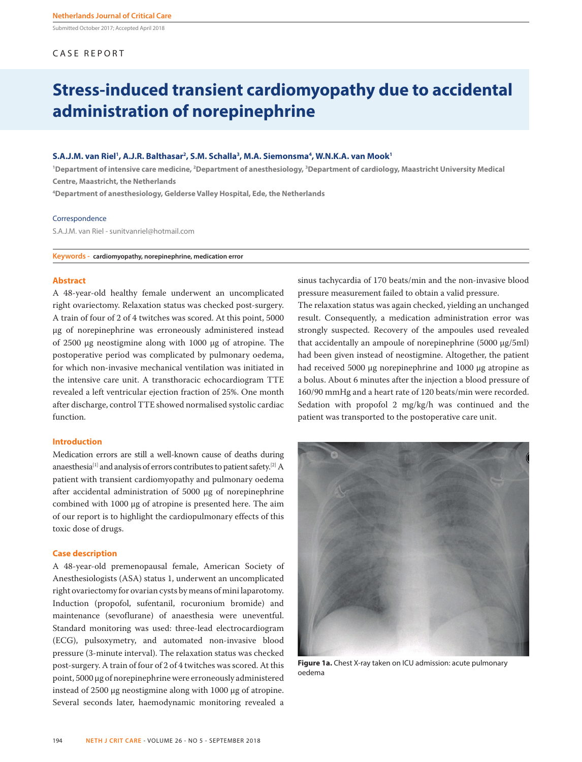CASE REPORT

# Stress-induced transient cardiomyopathy due to accidental administration of norepinephrine

**S.A.J.M. van Riel[1], A.J.R. Balthasar[2], S.M. Schalla[3], M.A. Siemonsma[4], W.N.K.A. van Mook[1]**

[1]Department of intensive care medicine, [2]Department of anesthesiology, [3]Department of cardiology, Maastricht University Medical Centre, Maastricht, the Netherlands

[4]Department of anesthesiology, Gelderse Valley Hospital, Ede, the Netherlands

Correspondence

S.A.J.M. van Riel - sunitvanriel@hotmail.com

**Keywords -** cardiomyopathy, norepinephrine, medication error

## Abstract

A 48-year-old healthy female underwent an uncomplicated right ovariectomy. Relaxation status was checked post-surgery. A train of four of 2 of 4 twitches was scored. At this point, 5000 µg of norepinephrine was erroneously administered instead of 2500 µg neostigmine along with 1000 µg of atropine. The postoperative period was complicated by pulmonary oedema, for which non-invasive mechanical ventilation was initiated in the intensive care unit. A transthoracic echocardiogram TTE revealed a left ventricular ejection fraction of 25%. One month after discharge, control TTE showed normalised systolic cardiac function.

## Introduction

Medication errors are still a well-known cause of deaths during anaesthesia[1] and analysis of errors contributes to patient safety.[2] A patient with transient cardiomyopathy and pulmonary oedema after accidental administration of 5000 µg of norepinephrine combined with 1000 µg of atropine is presented here. The aim of our report is to highlight the cardiopulmonary effects of this toxic dose of drugs.

## Case description

A 48-year-old premenopausal female, American Society of Anesthesiologists (ASA) status 1, underwent an uncomplicated right ovariectomy for ovarian cysts by means of mini laparotomy. Induction (propofol, sufentanil, rocuronium bromide) and maintenance (sevoflurane) of anaesthesia were uneventful. Standard monitoring was used: three-lead electrocardiogram (ECG), pulsoxymetry, and automated non-invasive blood pressure (3-minute interval). The relaxation status was checked post-surgery. A train of four of 2 of 4 twitches was scored. At this point, 5000 µg of norepinephrine were erroneously administered instead of 2500 µg neostigmine along with 1000 µg of atropine. Several seconds later, haemodynamic monitoring revealed a sinus tachycardia of 170 beats/min and the non-invasive blood pressure measurement failed to obtain a valid pressure.

The relaxation status was again checked, yielding an unchanged result. Consequently, a medication administration error was strongly suspected. Recovery of the ampoules used revealed that accidentally an ampoule of norepinephrine (5000 µg/5ml) had been given instead of neostigmine. Altogether, the patient had received 5000 µg norepinephrine and 1000 µg atropine as a bolus. About 6 minutes after the injection a blood pressure of 160/90 mmHg and a heart rate of 120 beats/min were recorded. Sedation with propofol 2 mg/kg/h was continued and the patient was transported to the postoperative care unit.

**Figure 1a.** Chest X-ray taken on ICU admission: acute pulmonary oedema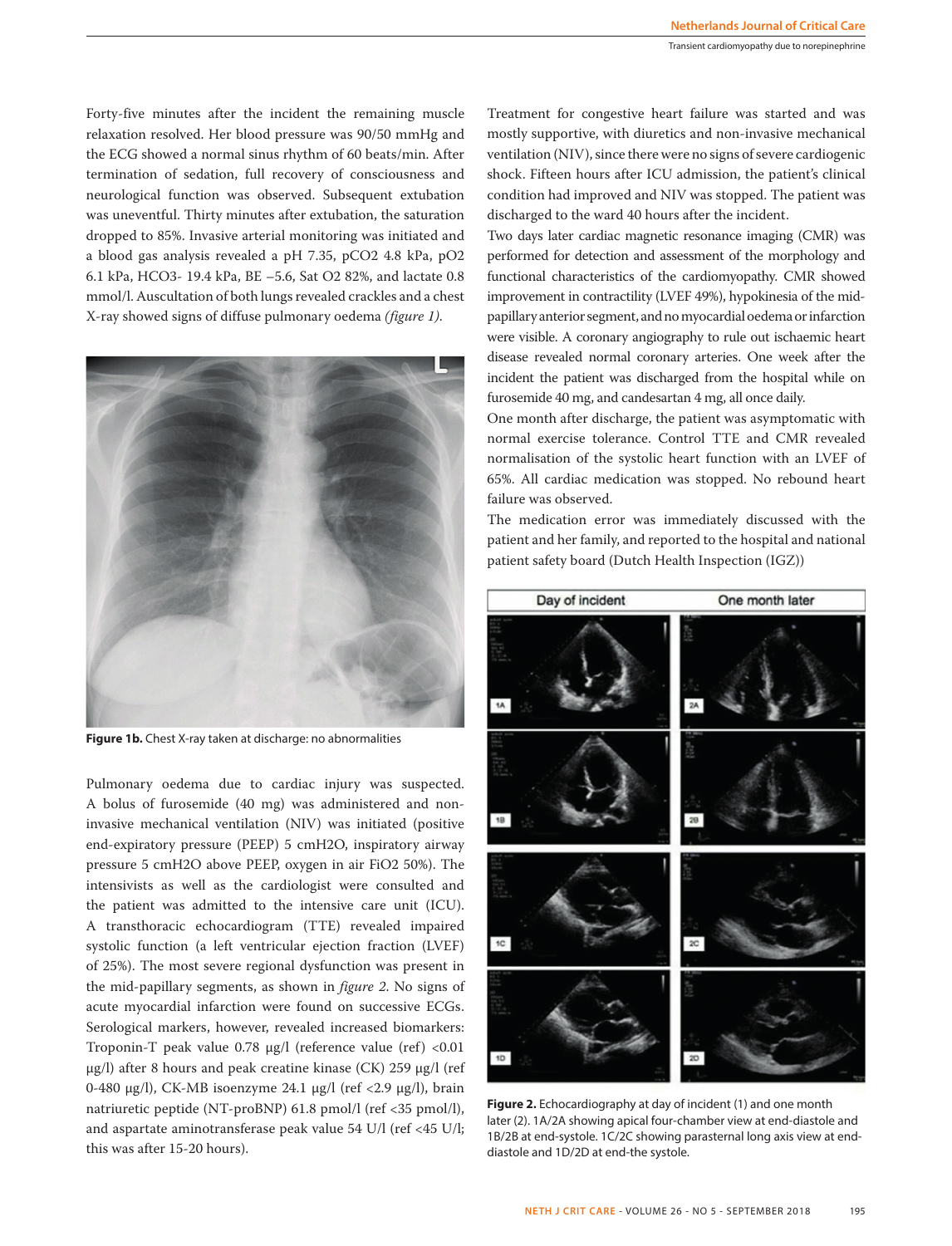Forty-five minutes after the incident the remaining muscle relaxation resolved. Her blood pressure was 90/50 mmHg and the ECG showed a normal sinus rhythm of 60 beats/min. After termination of sedation, full recovery of consciousness and neurological function was observed. Subsequent extubation was uneventful. Thirty minutes after extubation, the saturation dropped to 85%. Invasive arterial monitoring was initiated and a blood gas analysis revealed a pH 7.35, $pCO_2$ 4.8 kPa, $pO_2$ 6.1 kPa, $HCO_3^-$ 19.4 kPa, BE –5.6, Sat $O_2$ 82%, and lactate 0.8 mmol/l. Auscultation of both lungs revealed crackles and a chest X-ray showed signs of diffuse pulmonary oedema *(figure 1).*

**Figure 1b.** Chest X-ray taken at discharge: no abnormalities

Pulmonary oedema due to cardiac injury was suspected. A bolus of furosemide (40 mg) was administered and non-invasive mechanical ventilation (NIV) was initiated (positive end-expiratory pressure (PEEP) 5 $cmH_2O$, inspiratory airway pressure 5 $cmH_2O$ above PEEP, oxygen in air $FiO_2$ 50%). The intensivists as well as the cardiologist were consulted and the patient was admitted to the intensive care unit (ICU). A transthoracic echocardiogram (TTE) revealed impaired systolic function (a left ventricular ejection fraction (LVEF) of 25%). The most severe regional dysfunction was present in the mid-papillary segments, as shown in *figure 2.* No signs of acute myocardial infarction were found on successive ECGs. Serological markers, however, revealed increased biomarkers: Troponin-T peak value 0.78 μg/l (reference value (ref) <0.01 μg/l) after 8 hours and peak creatine kinase (CK) 259 μg/l (ref 0-480 μg/l), CK-MB isoenzyme 24.1 μg/l (ref <2.9 μg/l), brain natriuretic peptide (NT-proBNP) 61.8 pmol/l (ref <35 pmol/l), and aspartate aminotransferase peak value 54 U/l (ref <45 U/l; this was after 15-20 hours).

Treatment for congestive heart failure was started and was mostly supportive, with diuretics and non-invasive mechanical ventilation (NIV), since there were no signs of severe cardiogenic shock. Fifteen hours after ICU admission, the patient's clinical condition had improved and NIV was stopped. The patient was discharged to the ward 40 hours after the incident.

Two days later cardiac magnetic resonance imaging (CMR) was performed for detection and assessment of the morphology and functional characteristics of the cardiomyopathy. CMR showed improvement in contractility (LVEF 49%), hypokinesia of the mid-papillary anterior segment, and no myocardial oedema or infarction were visible. A coronary angiography to rule out ischaemic heart disease revealed normal coronary arteries. One week after the incident the patient was discharged from the hospital while on furosemide 40 mg, and candesartan 4 mg, all once daily.

One month after discharge, the patient was asymptomatic with normal exercise tolerance. Control TTE and CMR revealed normalisation of the systolic heart function with an LVEF of 65%. All cardiac medication was stopped. No rebound heart failure was observed.

The medication error was immediately discussed with the patient and her family, and reported to the hospital and national patient safety board (Dutch Health Inspection (IGZ))

Day of incident
One month later

**Figure 2.** Echocardiography at day of incident (1) and one month later (2). 1A/2A showing apical four-chamber view at end-diastole and 1B/2B at end-systole. 1C/2C showing parasternal long axis view at end-diastole and 1D/2D at end-the systole.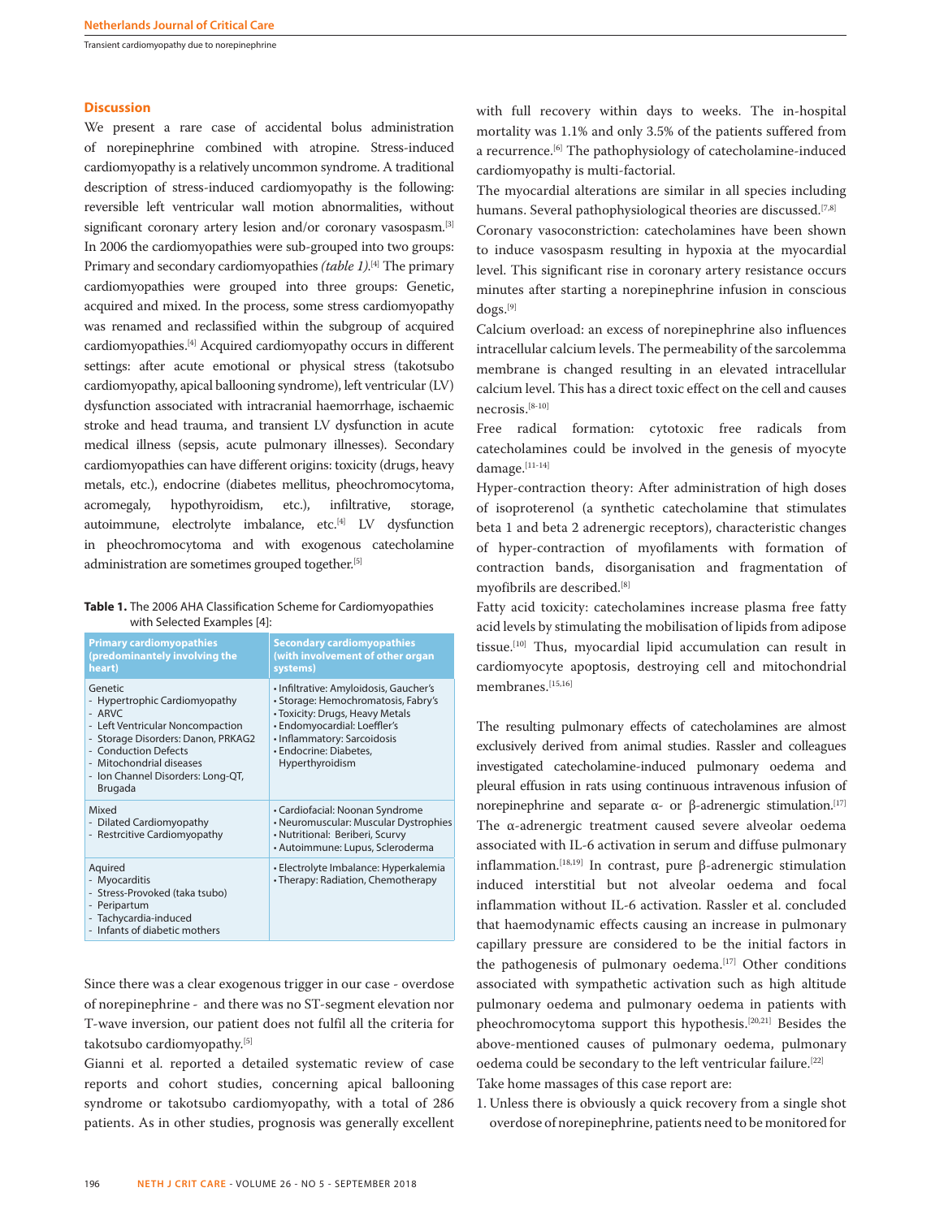## Discussion

We present a rare case of accidental bolus administration of norepinephrine combined with atropine. Stress-induced cardiomyopathy is a relatively uncommon syndrome. A traditional description of stress-induced cardiomyopathy is the following: reversible left ventricular wall motion abnormalities, without significant coronary artery lesion and/or coronary vasospasm.[3] In 2006 the cardiomyopathies were sub-grouped into two groups: Primary and secondary cardiomyopathies *(table 1)*.[4] The primary cardiomyopathies were grouped into three groups: Genetic, acquired and mixed. In the process, some stress cardiomyopathy was renamed and reclassified within the subgroup of acquired cardiomyopathies.[4] Acquired cardiomyopathy occurs in different settings: after acute emotional or physical stress (takotsubo cardiomyopathy, apical ballooning syndrome), left ventricular (LV) dysfunction associated with intracranial haemorrhage, ischaemic stroke and head trauma, and transient LV dysfunction in acute medical illness (sepsis, acute pulmonary illnesses). Secondary cardiomyopathies can have different origins: toxicity (drugs, heavy metals, etc.), endocrine (diabetes mellitus, pheochromocytoma, acromegaly, hypothyroidism, etc.), infiltrative, storage, autoimmune, electrolyte imbalance, etc.[4] LV dysfunction in pheochromocytoma and with exogenous catecholamine administration are sometimes grouped together.[5]

**Table 1.** The 2006 AHA Classification Scheme for Cardiomyopathies with Selected Examples [4]:

| Primary cardiomyopathies (predominantly involving the heart) | Secondary cardiomyopathies (with involvement of other organ systems) |
|---|---|
| Genetic<br>- Hypertrophic Cardiomyopathy<br>- ARVC<br>- Left Ventricular Noncompaction<br>- Storage Disorders: Danon, PRKAG2<br>- Conduction Defects<br>- Mitochondrial diseases<br>- Ion Channel Disorders: Long-QT, Brugada | • Infiltrative: Amyloidosis, Gaucher's<br>• Storage: Hemochromatosis, Fabry's<br>• Toxicity: Drugs, Heavy Metals<br>• Endomyocardial: Loeffler's<br>• Inflammatory: Sarcoidosis<br>• Endocrine: Diabetes, Hyperthyroidism |
| Mixed<br>- Dilated Cardiomyopathy<br>- Restrctive Cardiomyopathy | • Cardiofacial: Noonan Syndrome<br>• Neuromuscular: Muscular Dystrophies<br>• Nutritional: Beriberi, Scurvy<br>• Autoimmune: Lupus, Scleroderma |
| Aquired<br>- Myocarditis<br>- Stress-Provoked (taka tsubo)<br>- Peripartum<br>- Tachycardia-induced<br>- Infants of diabetic mothers | • Electrolyte Imbalance: Hyperkalemia<br>• Therapy: Radiation, Chemotherapy |

Since there was a clear exogenous trigger in our case - overdose of norepinephrine - and there was no ST-segment elevation nor T-wave inversion, our patient does not fulfil all the criteria for takotsubo cardiomyopathy.[5]

Gianni et al. reported a detailed systematic review of case reports and cohort studies, concerning apical ballooning syndrome or takotsubo cardiomyopathy, with a total of 286 patients. As in other studies, prognosis was generally excellent with full recovery within days to weeks. The in-hospital mortality was 1.1% and only 3.5% of the patients suffered from a recurrence.[6] The pathophysiology of catecholamine-induced cardiomyopathy is multi-factorial.

The myocardial alterations are similar in all species including humans. Several pathophysiological theories are discussed.[7,8]

Coronary vasoconstriction: catecholamines have been shown to induce vasospasm resulting in hypoxia at the myocardial level. This significant rise in coronary artery resistance occurs minutes after starting a norepinephrine infusion in conscious dogs.[9]

Calcium overload: an excess of norepinephrine also influences intracellular calcium levels. The permeability of the sarcolemma membrane is changed resulting in an elevated intracellular calcium level. This has a direct toxic effect on the cell and causes necrosis.[8-10]

Free radical formation: cytotoxic free radicals from catecholamines could be involved in the genesis of myocyte damage.[11-14]

Hyper-contraction theory: After administration of high doses of isoproterenol (a synthetic catecholamine that stimulates beta 1 and beta 2 adrenergic receptors), characteristic changes of hyper-contraction of myofilaments with formation of contraction bands, disorganisation and fragmentation of myofibrils are described.[8]

Fatty acid toxicity: catecholamines increase plasma free fatty acid levels by stimulating the mobilisation of lipids from adipose tissue.[10] Thus, myocardial lipid accumulation can result in cardiomyocyte apoptosis, destroying cell and mitochondrial membranes.[15,16]

The resulting pulmonary effects of catecholamines are almost exclusively derived from animal studies. Rassler and colleagues investigated catecholamine-induced pulmonary oedema and pleural effusion in rats using continuous intravenous infusion of norepinephrine and separate α- or β-adrenergic stimulation.[17] The α-adrenergic treatment caused severe alveolar oedema associated with IL-6 activation in serum and diffuse pulmonary inflammation.[18,19] In contrast, pure β-adrenergic stimulation induced interstitial but not alveolar oedema and focal inflammation without IL-6 activation. Rassler et al. concluded that haemodynamic effects causing an increase in pulmonary capillary pressure are considered to be the initial factors in the pathogenesis of pulmonary oedema.[17] Other conditions associated with sympathetic activation such as high altitude pulmonary oedema and pulmonary oedema in patients with pheochromocytoma support this hypothesis.[20,21] Besides the above-mentioned causes of pulmonary oedema, pulmonary oedema could be secondary to the left ventricular failure.[22]

Take home massages of this case report are:

1. Unless there is obviously a quick recovery from a single shot overdose of norepinephrine, patients need to be monitored for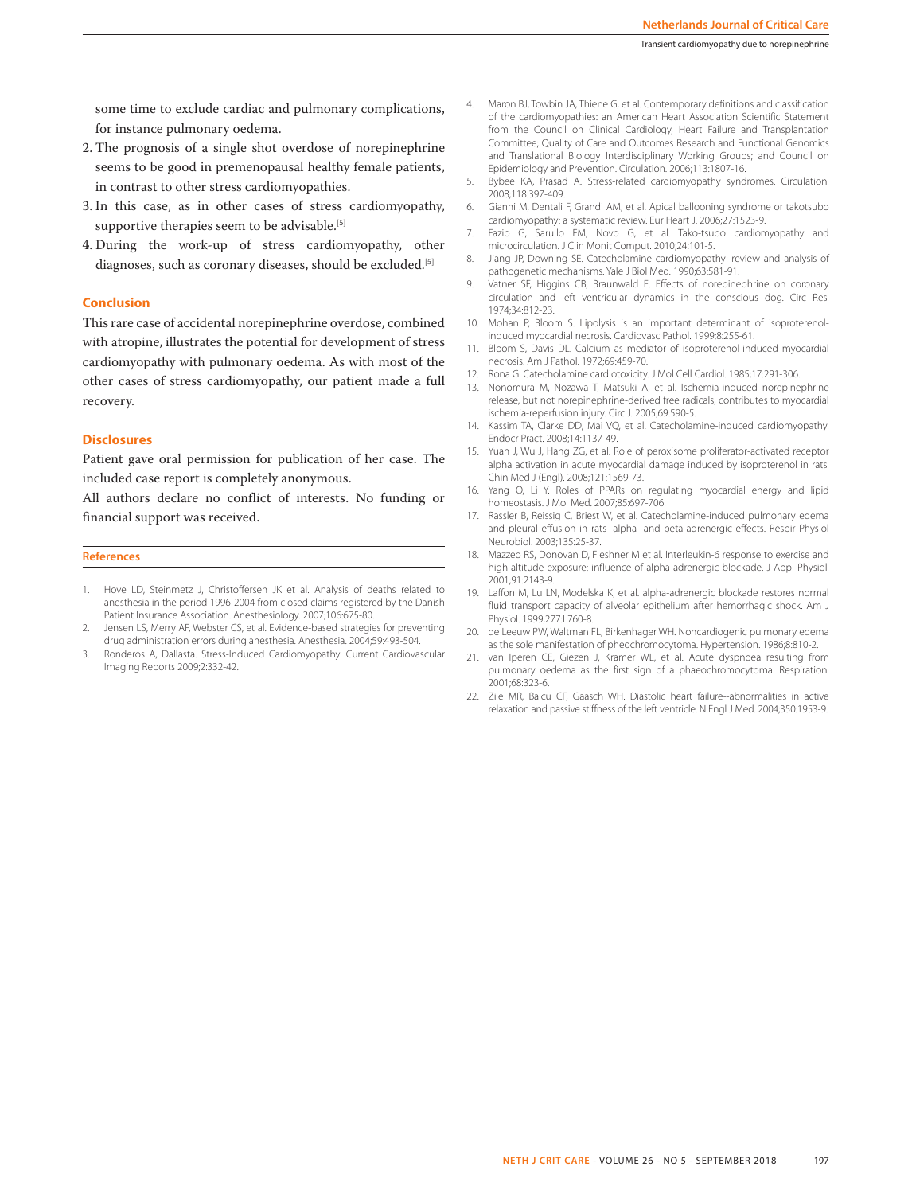some time to exclude cardiac and pulmonary complications, for instance pulmonary oedema.

2. The prognosis of a single shot overdose of norepinephrine seems to be good in premenopausal healthy female patients, in contrast to other stress cardiomyopathies.
3. In this case, as in other cases of stress cardiomyopathy, supportive therapies seem to be advisable.[5]
4. During the work-up of stress cardiomyopathy, other diagnoses, such as coronary diseases, should be excluded.[5]

## Conclusion

This rare case of accidental norepinephrine overdose, combined with atropine, illustrates the potential for development of stress cardiomyopathy with pulmonary oedema. As with most of the other cases of stress cardiomyopathy, our patient made a full recovery.

## Disclosures

Patient gave oral permission for publication of her case. The included case report is completely anonymous.

All authors declare no conflict of interests. No funding or financial support was received.

## References

1. Hove LD, Steinmetz J, Christoffersen JK et al. Analysis of deaths related to anesthesia in the period 1996-2004 from closed claims registered by the Danish Patient Insurance Association. Anesthesiology. 2007;106:675-80.
2. Jensen LS, Merry AF, Webster CS, et al. Evidence-based strategies for preventing drug administration errors during anesthesia. Anesthesia. 2004;59:493-504.
3. Ronderos A, Dallasta. Stress-Induced Cardiomyopathy. Current Cardiovascular Imaging Reports 2009;2:332-42.
4. Maron BJ, Towbin JA, Thiene G, et al. Contemporary definitions and classification of the cardiomyopathies: an American Heart Association Scientific Statement from the Council on Clinical Cardiology, Heart Failure and Transplantation Committee; Quality of Care and Outcomes Research and Functional Genomics and Translational Biology Interdisciplinary Working Groups; and Council on Epidemiology and Prevention. Circulation. 2006;113:1807-16.
5. Bybee KA, Prasad A. Stress-related cardiomyopathy syndromes. Circulation. 2008;118:397-409.
6. Gianni M, Dentali F, Grandi AM, et al. Apical ballooning syndrome or takotsubo cardiomyopathy: a systematic review. Eur Heart J. 2006;27:1523-9.
7. Fazio G, Sarullo FM, Novo G, et al. Tako-tsubo cardiomyopathy and microcirculation. J Clin Monit Comput. 2010;24:101-5.
8. Jiang JP, Downing SE. Catecholamine cardiomyopathy: review and analysis of pathogenetic mechanisms. Yale J Biol Med. 1990;63:581-91.
9. Vatner SF, Higgins CB, Braunwald E. Effects of norepinephrine on coronary circulation and left ventricular dynamics in the conscious dog. Circ Res. 1974;34:812-23.
10. Mohan P, Bloom S. Lipolysis is an important determinant of isoproterenol-induced myocardial necrosis. Cardiovasc Pathol. 1999;8:255-61.
11. Bloom S, Davis DL. Calcium as mediator of isoproterenol-induced myocardial necrosis. Am J Pathol. 1972;69:459-70.
12. Rona G. Catecholamine cardiotoxicity. J Mol Cell Cardiol. 1985;17:291-306.
13. Nonomura M, Nozawa T, Matsuki A, et al. Ischemia-induced norepinephrine release, but not norepinephrine-derived free radicals, contributes to myocardial ischemia-reperfusion injury. Circ J. 2005;69:590-5.
14. Kassim TA, Clarke DD, Mai VQ, et al. Catecholamine-induced cardiomyopathy. Endocr Pract. 2008;14:1137-49.
15. Yuan J, Wu J, Hang ZG, et al. Role of peroxisome proliferator-activated receptor alpha activation in acute myocardial damage induced by isoproterenol in rats. Chin Med J (Engl). 2008;121:1569-73.
16. Yang Q, Li Y. Roles of PPARs on regulating myocardial energy and lipid homeostasis. J Mol Med. 2007;85:697-706.
17. Rassler B, Reissig C, Briest W, et al. Catecholamine-induced pulmonary edema and pleural effusion in rats--alpha- and beta-adrenergic effects. Respir Physiol Neurobiol. 2003;135:25-37.
18. Mazzeo RS, Donovan D, Fleshner M et al. Interleukin-6 response to exercise and high-altitude exposure: influence of alpha-adrenergic blockade. J Appl Physiol. 2001;91:2143-9.
19. Laffon M, Lu LN, Modelska K, et al. alpha-adrenergic blockade restores normal fluid transport capacity of alveolar epithelium after hemorrhagic shock. Am J Physiol. 1999;277:L760-8.
20. de Leeuw PW, Waltman FL, Birkenhager WH. Noncardiogenic pulmonary edema as the sole manifestation of pheochromocytoma. Hypertension. 1986;8:810-2.
21. van Iperen CE, Giezen J, Kramer WL, et al. Acute dyspnoea resulting from pulmonary oedema as the first sign of a phaeochromocytoma. Respiration. 2001;68:323-6.
22. Zile MR, Baicu CF, Gaasch WH. Diastolic heart failure--abnormalities in active relaxation and passive stiffness of the left ventricle. N Engl J Med. 2004;350:1953-9.